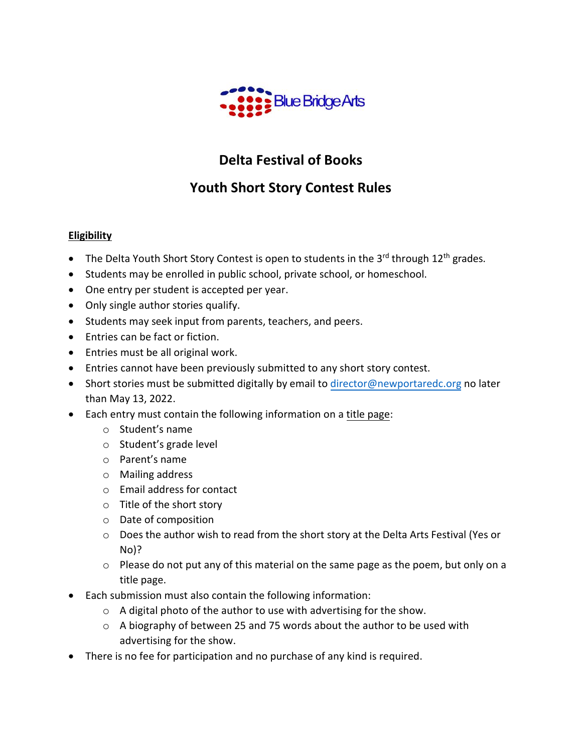Blue Bridge Arts

# Delta Festival of Books

## Youth Short Story Contest Rules

**Eligibility**

- The Delta Youth Short Story Contest is open to students in the 3rd through 12th grades.
- Students may be enrolled in public school, private school, or homeschool.
- One entry per student is accepted per year.
- Only single author stories qualify.
- Students may seek input from parents, teachers, and peers.
- Entries can be fact or fiction.
- Entries must be all original work.
- Entries cannot have been previously submitted to any short story contest.
- Short stories must be submitted digitally by email to director@newportaredc.org no later than May 13, 2022.
- Each entry must contain the following information on a title page:
  - Student's name
  - Student's grade level
  - Parent's name
  - Mailing address
  - Email address for contact
  - Title of the short story
  - Date of composition
  - Does the author wish to read from the short story at the Delta Arts Festival (Yes or No)?
  - Please do not put any of this material on the same page as the poem, but only on a title page.
- Each submission must also contain the following information:
  - A digital photo of the author to use with advertising for the show.
  - A biography of between 25 and 75 words about the author to be used with advertising for the show.
- There is no fee for participation and no purchase of any kind is required.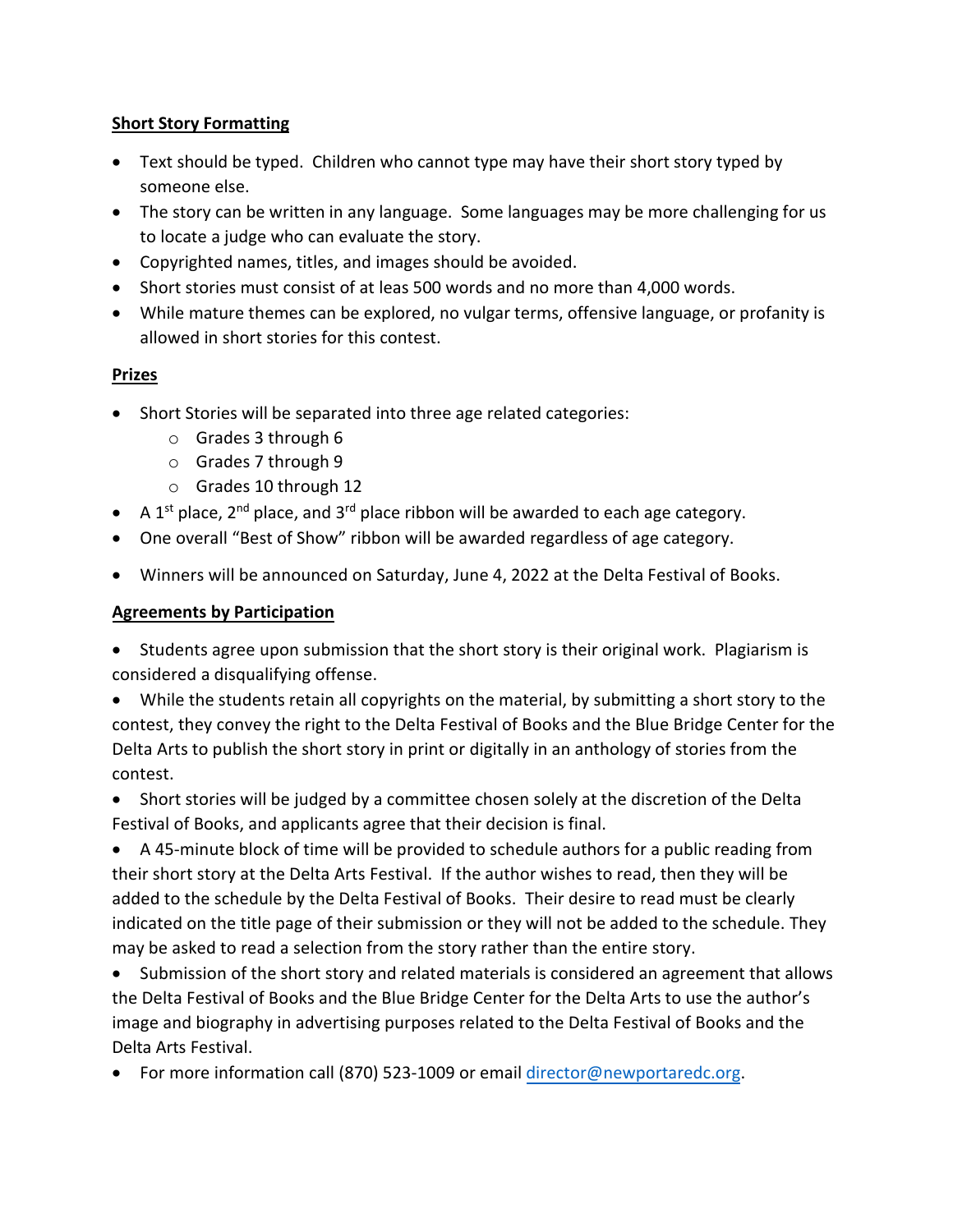**Short Story Formatting**

- Text should be typed. Children who cannot type may have their short story typed by someone else.
- The story can be written in any language. Some languages may be more challenging for us to locate a judge who can evaluate the story.
- Copyrighted names, titles, and images should be avoided.
- Short stories must consist of at leas 500 words and no more than 4,000 words.
- While mature themes can be explored, no vulgar terms, offensive language, or profanity is allowed in short stories for this contest.

**Prizes**

- Short Stories will be separated into three age related categories:
    - Grades 3 through 6
    - Grades 7 through 9
    - Grades 10 through 12
- A 1st place, 2nd place, and 3rd place ribbon will be awarded to each age category.
- One overall "Best of Show" ribbon will be awarded regardless of age category.
- Winners will be announced on Saturday, June 4, 2022 at the Delta Festival of Books.

**Agreements by Participation**

- Students agree upon submission that the short story is their original work. Plagiarism is considered a disqualifying offense.
- While the students retain all copyrights on the material, by submitting a short story to the contest, they convey the right to the Delta Festival of Books and the Blue Bridge Center for the Delta Arts to publish the short story in print or digitally in an anthology of stories from the contest.
- Short stories will be judged by a committee chosen solely at the discretion of the Delta Festival of Books, and applicants agree that their decision is final.
- A 45-minute block of time will be provided to schedule authors for a public reading from their short story at the Delta Arts Festival. If the author wishes to read, then they will be added to the schedule by the Delta Festival of Books. Their desire to read must be clearly indicated on the title page of their submission or they will not be added to the schedule. They may be asked to read a selection from the story rather than the entire story.
- Submission of the short story and related materials is considered an agreement that allows the Delta Festival of Books and the Blue Bridge Center for the Delta Arts to use the author's image and biography in advertising purposes related to the Delta Festival of Books and the Delta Arts Festival.
- For more information call (870) 523-1009 or email director@newportaredc.org.